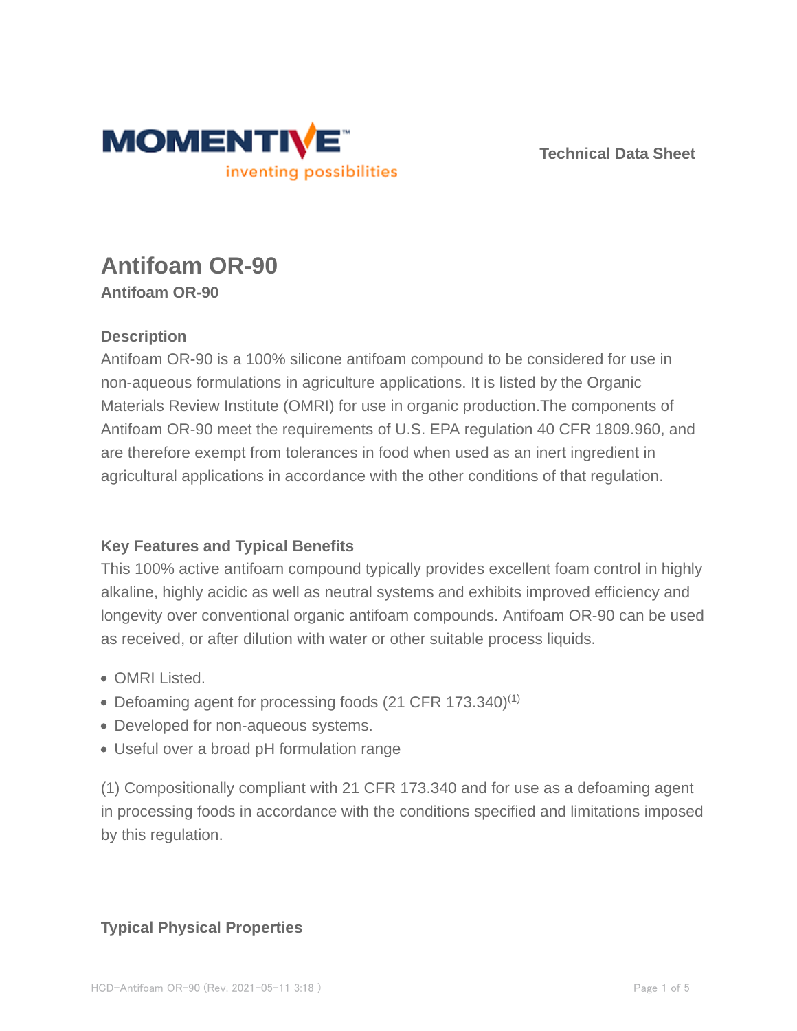Technical Data Sheet

# Antifoam OR-90

**Antifoam OR-90**

## Description

Antifoam OR-90 is a 100% silicone antifoam compound to be considered for use in non-aqueous formulations in agriculture applications. It is listed by the Organic Materials Review Institute (OMRI) for use in organic production.The components of Antifoam OR-90 meet the requirements of U.S. EPA regulation 40 CFR 1809.960, and are therefore exempt from tolerances in food when used as an inert ingredient in agricultural applications in accordance with the other conditions of that regulation.

## Key Features and Typical Benefits

This 100% active antifoam compound typically provides excellent foam control in highly alkaline, highly acidic as well as neutral systems and exhibits improved efficiency and longevity over conventional organic antifoam compounds. Antifoam OR-90 can be used as received, or after dilution with water or other suitable process liquids.

- OMRI Listed.
- Defoaming agent for processing foods (21 CFR 173.340)[1]
- Developed for non-aqueous systems.
- Useful over a broad pH formulation range

(1) Compositionally compliant with 21 CFR 173.340 and for use as a defoaming agent in processing foods in accordance with the conditions specified and limitations imposed by this regulation.

## Typical Physical Properties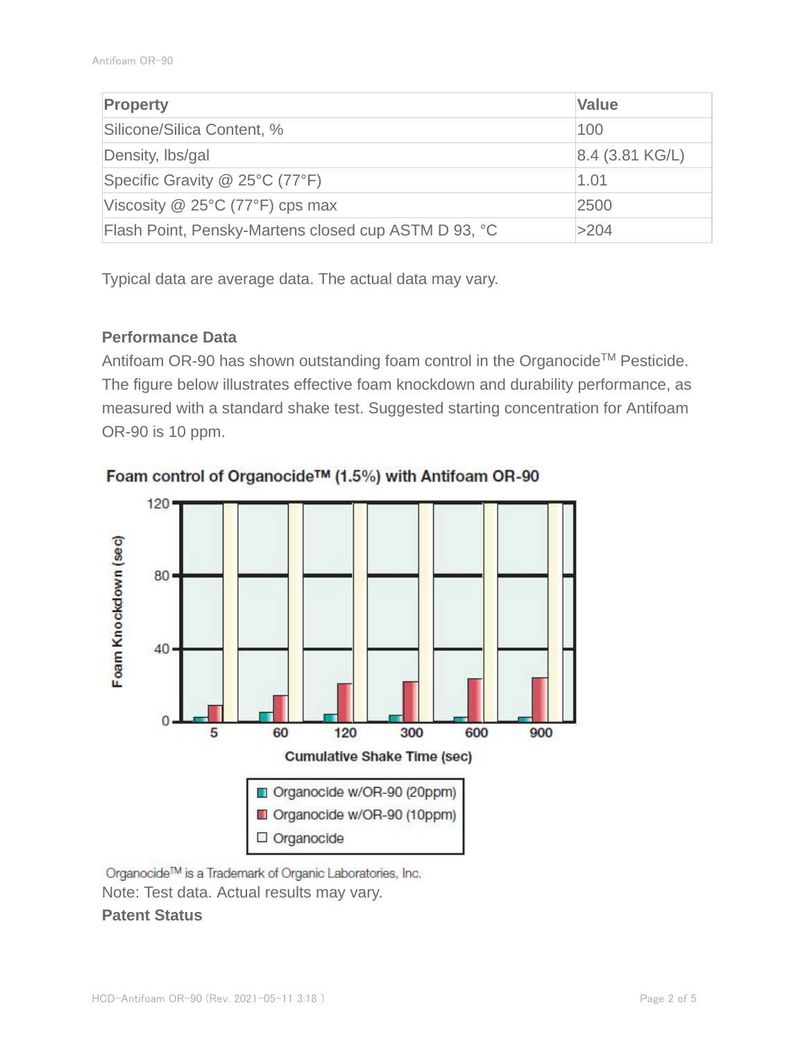| Property | Value |
| --- | --- |
| Silicone/Silica Content, % | 100 |
| Density, lbs/gal | 8.4 (3.81 KG/L) |
| Specific Gravity @ 25°C (77°F) | 1.01 |
| Viscosity @ 25°C (77°F) cps max | 2500 |
| Flash Point, Pensky-Martens closed cup ASTM D 93, °C | >204 |

Typical data are average data. The actual data may vary.

**Performance Data**

Antifoam OR-90 has shown outstanding foam control in the Organocide™ Pesticide. The figure below illustrates effective foam knockdown and durability performance, as measured with a standard shake test. Suggested starting concentration for Antifoam OR-90 is 10 ppm.

**Foam control of Organocide™ (1.5%) with Antifoam OR-90**

Organocide™ is a Trademark of Organic Laboratories, Inc.

Note: Test data. Actual results may vary.

**Patent Status**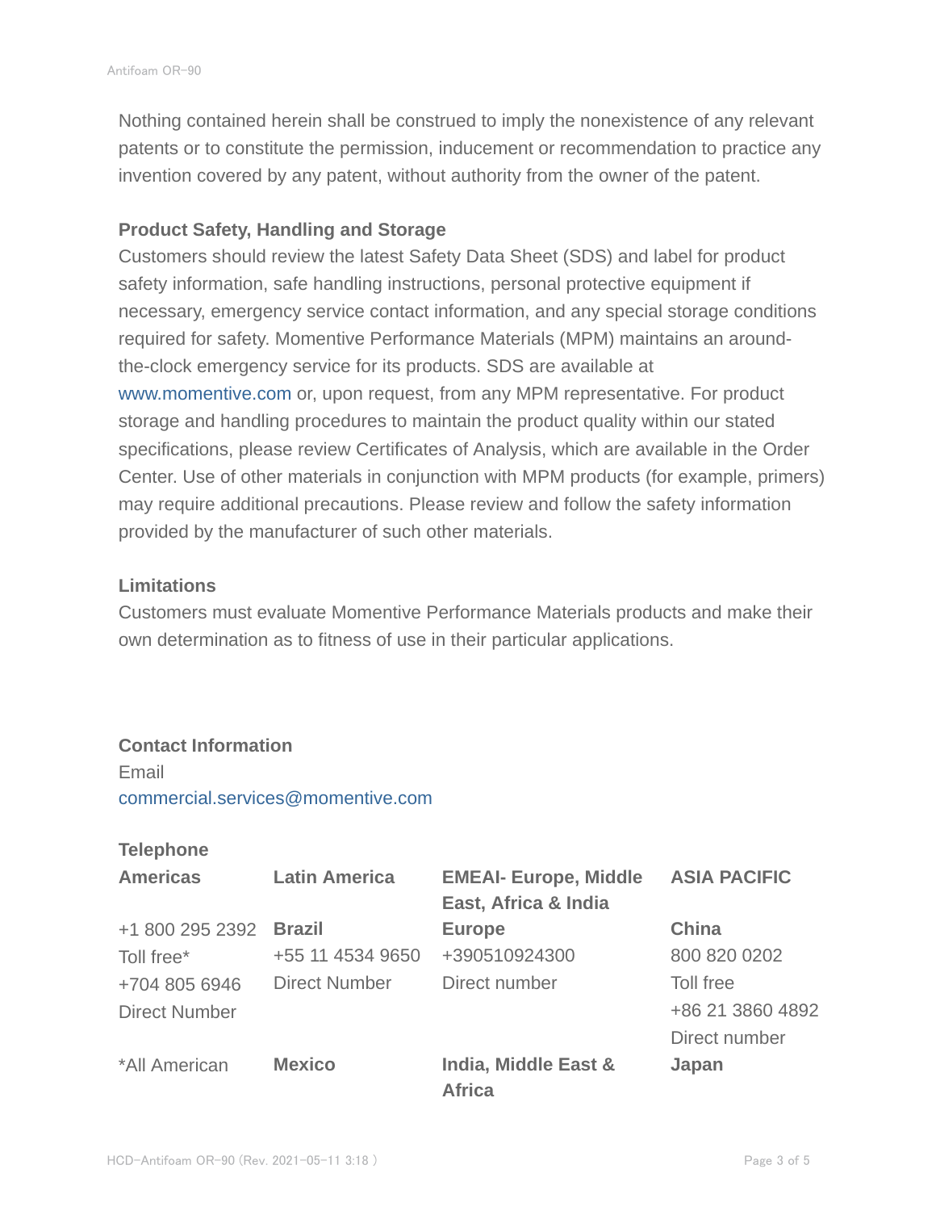Nothing contained herein shall be construed to imply the nonexistence of any relevant patents or to constitute the permission, inducement or recommendation to practice any invention covered by any patent, without authority from the owner of the patent.

**Product Safety, Handling and Storage**

Customers should review the latest Safety Data Sheet (SDS) and label for product safety information, safe handling instructions, personal protective equipment if necessary, emergency service contact information, and any special storage conditions required for safety. Momentive Performance Materials (MPM) maintains an around-the-clock emergency service for its products. SDS are available at www.momentive.com or, upon request, from any MPM representative. For product storage and handling procedures to maintain the product quality within our stated specifications, please review Certificates of Analysis, which are available in the Order Center. Use of other materials in conjunction with MPM products (for example, primers) may require additional precautions. Please review and follow the safety information provided by the manufacturer of such other materials.

**Limitations**

Customers must evaluate Momentive Performance Materials products and make their own determination as to fitness of use in their particular applications.

**Contact Information**

Email
commercial.services@momentive.com

**Telephone**

| **Americas** | **Latin America** | **EMEAI- Europe, Middle East, Africa & India** | **ASIA PACIFIC** |
|---|---|---|---|
| +1 800 295 2392<br>Toll free*<br>+704 805 6946<br>Direct Number | **Brazil**<br>+55 11 4534 9650<br>Direct Number | **Europe**<br>+390510924300<br>Direct number | **China**<br>800 820 0202<br>Toll free<br>+86 21 3860 4892<br>Direct number |
| *All American | **Mexico** | **India, Middle East & Africa** | **Japan** |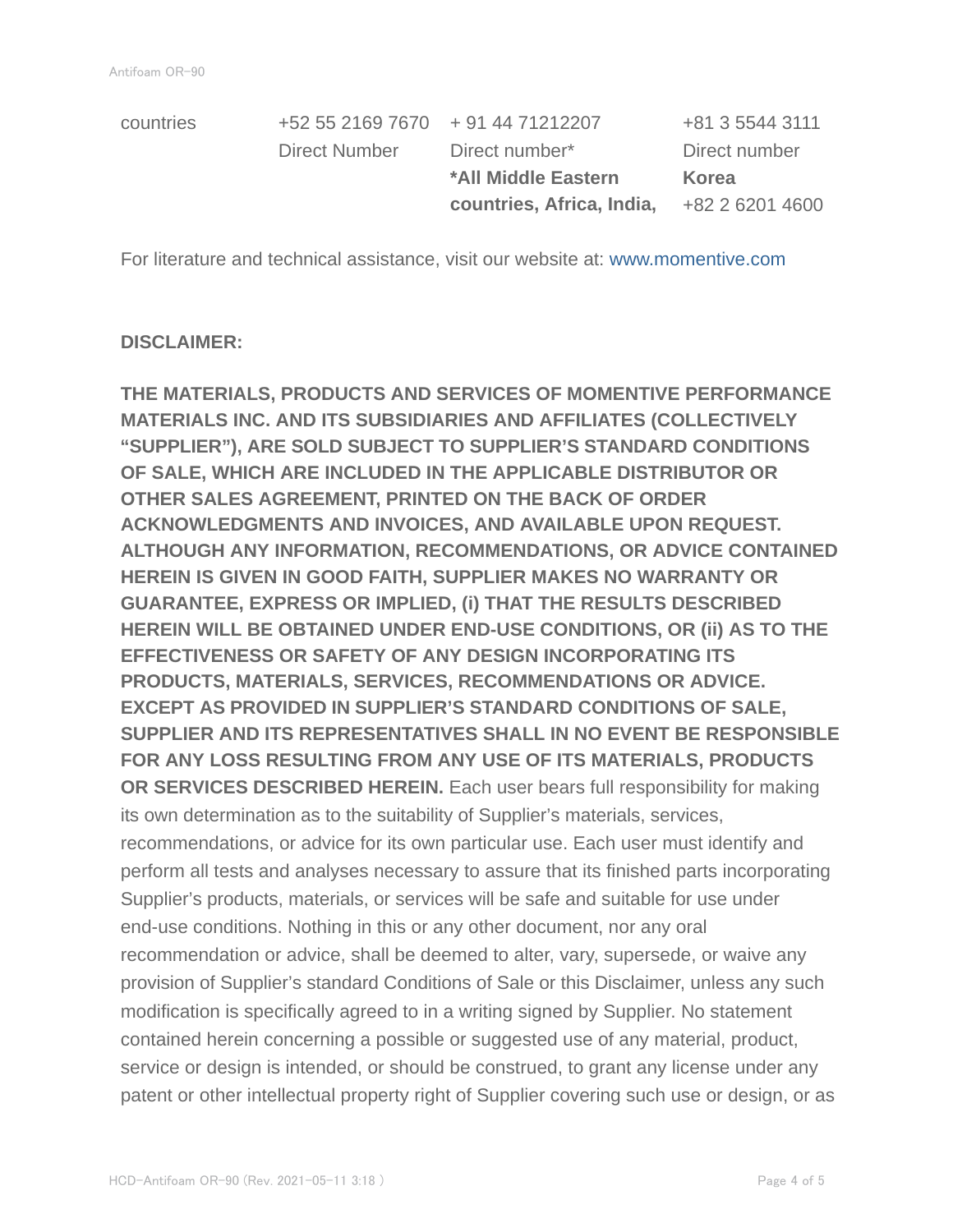| countries | +52 55 2169 7670 | + 91 44 71212207 | +81 3 5544 3111 |
|---|---|---|---|
| | Direct Number | Direct number* | Direct number |
| | | **\*All Middle Eastern countries, Africa, India,** | **Korea** +82 2 6201 4600 |

For literature and technical assistance, visit our website at: www.momentive.com

**DISCLAIMER:**

**THE MATERIALS, PRODUCTS AND SERVICES OF MOMENTIVE PERFORMANCE MATERIALS INC. AND ITS SUBSIDIARIES AND AFFILIATES (COLLECTIVELY "SUPPLIER"), ARE SOLD SUBJECT TO SUPPLIER'S STANDARD CONDITIONS OF SALE, WHICH ARE INCLUDED IN THE APPLICABLE DISTRIBUTOR OR OTHER SALES AGREEMENT, PRINTED ON THE BACK OF ORDER ACKNOWLEDGMENTS AND INVOICES, AND AVAILABLE UPON REQUEST. ALTHOUGH ANY INFORMATION, RECOMMENDATIONS, OR ADVICE CONTAINED HEREIN IS GIVEN IN GOOD FAITH, SUPPLIER MAKES NO WARRANTY OR GUARANTEE, EXPRESS OR IMPLIED, (i) THAT THE RESULTS DESCRIBED HEREIN WILL BE OBTAINED UNDER END-USE CONDITIONS, OR (ii) AS TO THE EFFECTIVENESS OR SAFETY OF ANY DESIGN INCORPORATING ITS PRODUCTS, MATERIALS, SERVICES, RECOMMENDATIONS OR ADVICE. EXCEPT AS PROVIDED IN SUPPLIER'S STANDARD CONDITIONS OF SALE, SUPPLIER AND ITS REPRESENTATIVES SHALL IN NO EVENT BE RESPONSIBLE FOR ANY LOSS RESULTING FROM ANY USE OF ITS MATERIALS, PRODUCTS OR SERVICES DESCRIBED HEREIN.** Each user bears full responsibility for making its own determination as to the suitability of Supplier's materials, services, recommendations, or advice for its own particular use. Each user must identify and perform all tests and analyses necessary to assure that its finished parts incorporating Supplier's products, materials, or services will be safe and suitable for use under end-use conditions. Nothing in this or any other document, nor any oral recommendation or advice, shall be deemed to alter, vary, supersede, or waive any provision of Supplier's standard Conditions of Sale or this Disclaimer, unless any such modification is specifically agreed to in a writing signed by Supplier. No statement contained herein concerning a possible or suggested use of any material, product, service or design is intended, or should be construed, to grant any license under any patent or other intellectual property right of Supplier covering such use or design, or as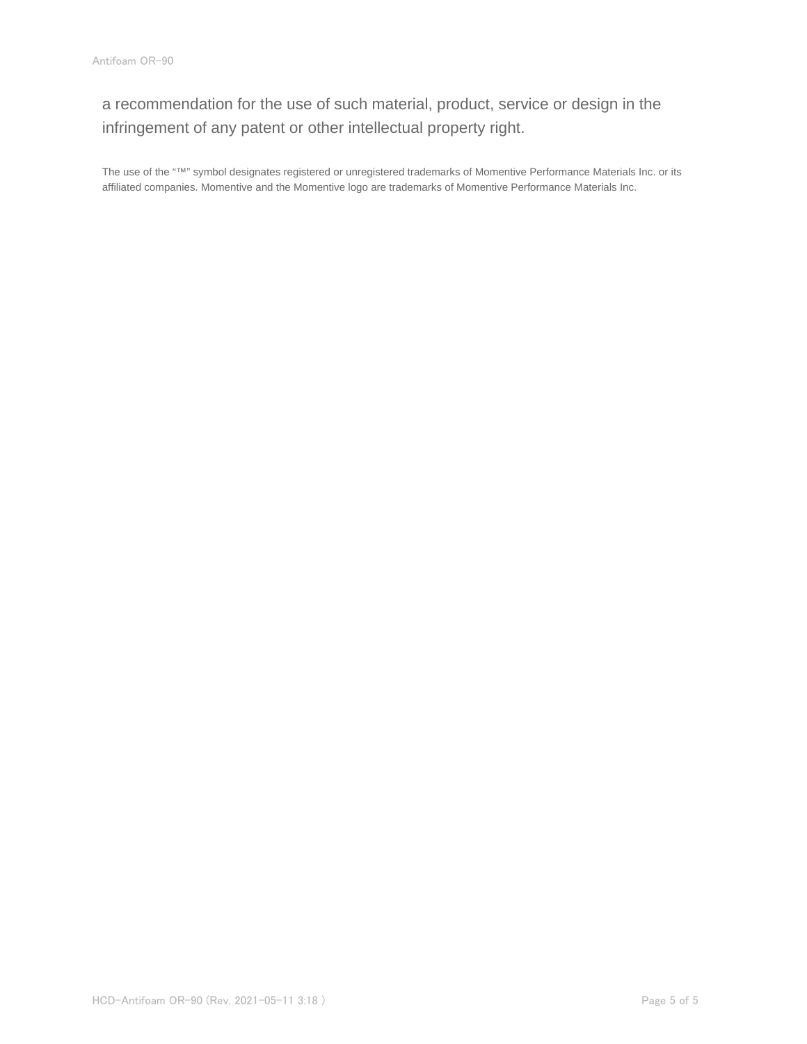a recommendation for the use of such material, product, service or design in the infringement of any patent or other intellectual property right.

The use of the "™" symbol designates registered or unregistered trademarks of Momentive Performance Materials Inc. or its affiliated companies. Momentive and the Momentive logo are trademarks of Momentive Performance Materials Inc.